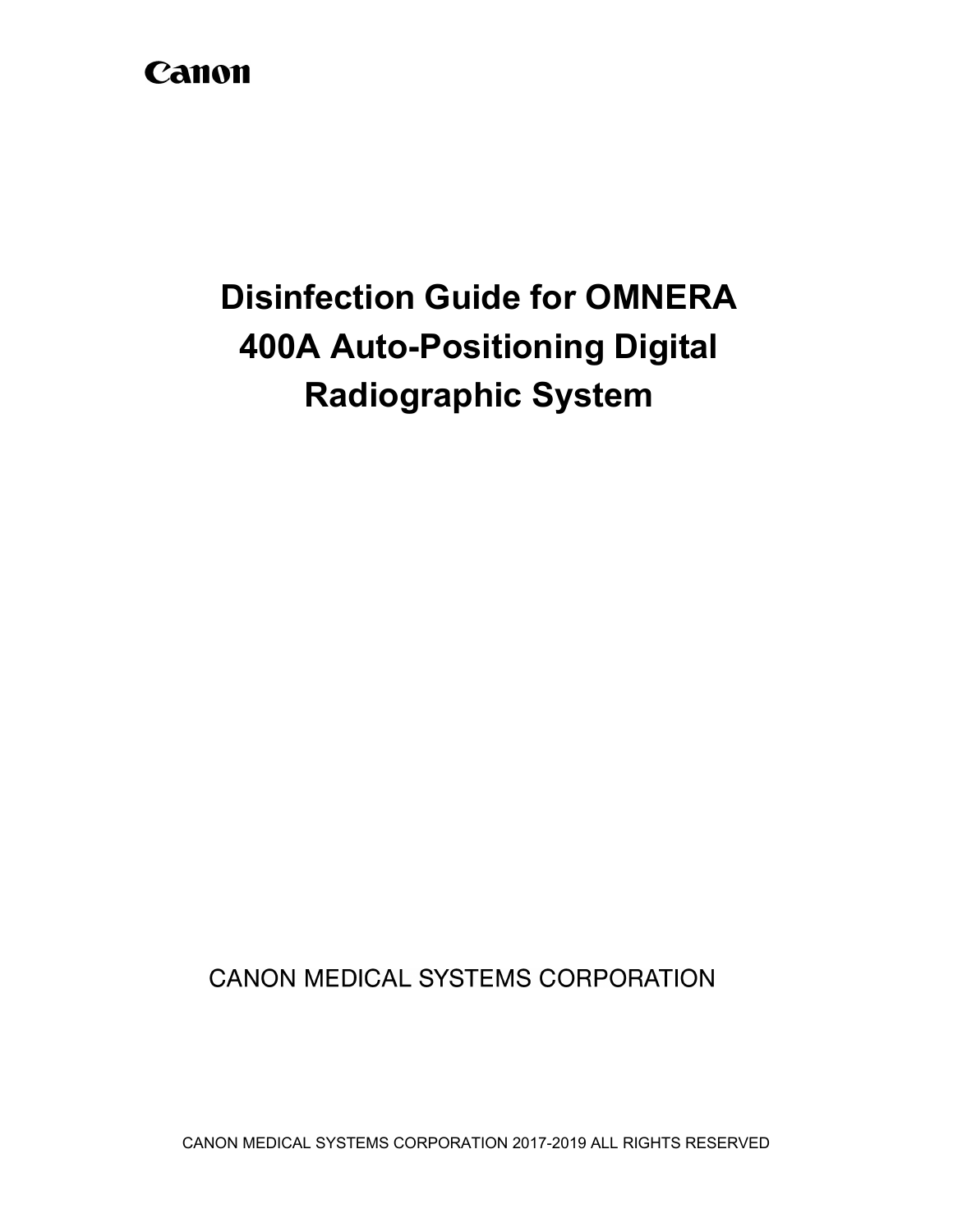Canon

# Disinfection Guide for OMNERA 400A Auto-Positioning Digital Radiographic System

CANON MEDICAL SYSTEMS CORPORATION

CANON MEDICAL SYSTEMS CORPORATION 2017-2019 ALL RIGHTS RESERVED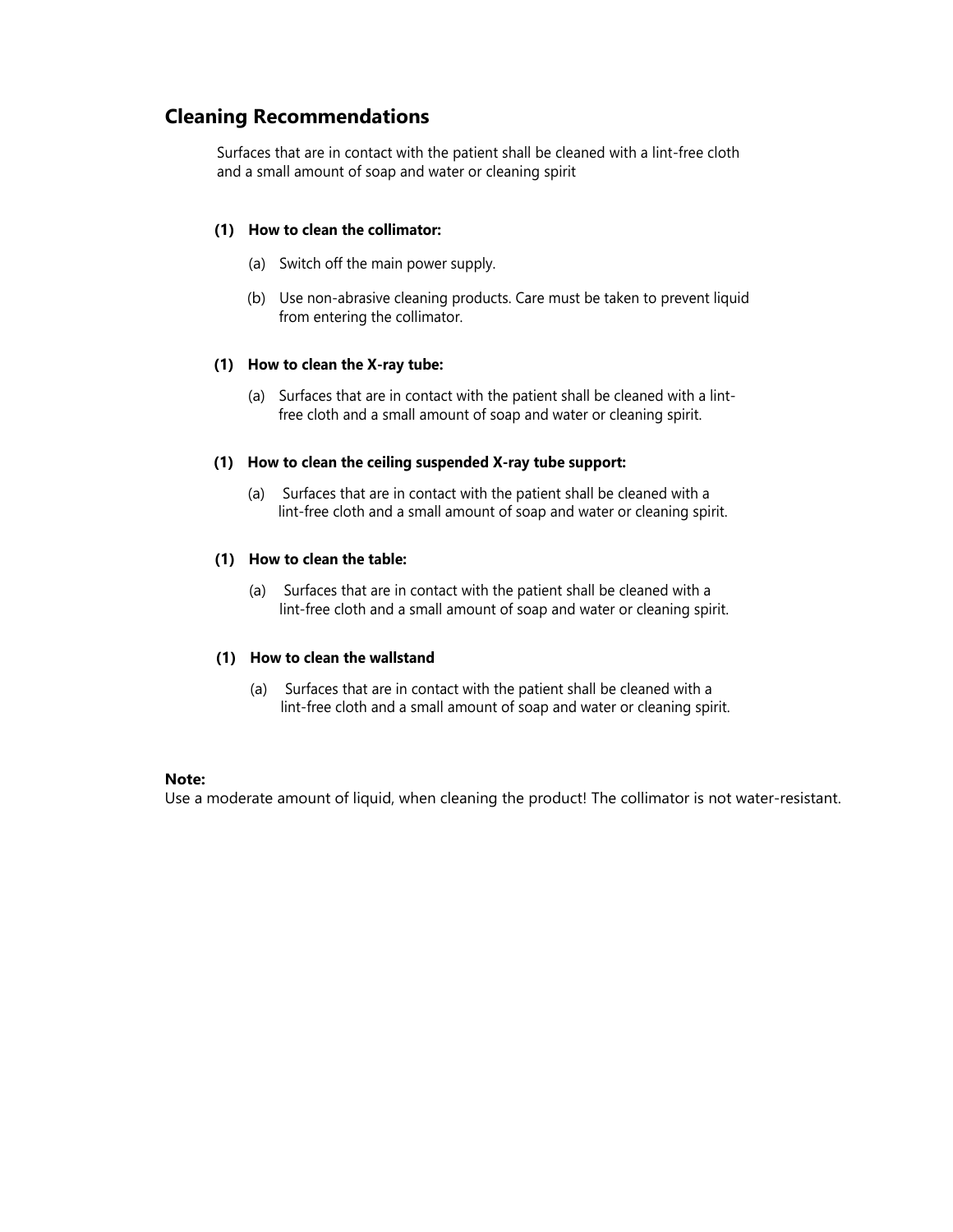## Cleaning Recommendations

Surfaces that are in contact with the patient shall be cleaned with a lint-free cloth and a small amount of soap and water or cleaning spirit

**(1) How to clean the collimator:**

(a) Switch off the main power supply.

(b) Use non-abrasive cleaning products. Care must be taken to prevent liquid from entering the collimator.

**(1) How to clean the X-ray tube:**

(a) Surfaces that are in contact with the patient shall be cleaned with a lint-free cloth and a small amount of soap and water or cleaning spirit.

**(1) How to clean the ceiling suspended X-ray tube support:**

(a) Surfaces that are in contact with the patient shall be cleaned with a lint-free cloth and a small amount of soap and water or cleaning spirit.

**(1) How to clean the table:**

(a) Surfaces that are in contact with the patient shall be cleaned with a lint-free cloth and a small amount of soap and water or cleaning spirit.

**(1) How to clean the wallstand**

(a) Surfaces that are in contact with the patient shall be cleaned with a lint-free cloth and a small amount of soap and water or cleaning spirit.

**Note:**
Use a moderate amount of liquid, when cleaning the product! The collimator is not water-resistant.